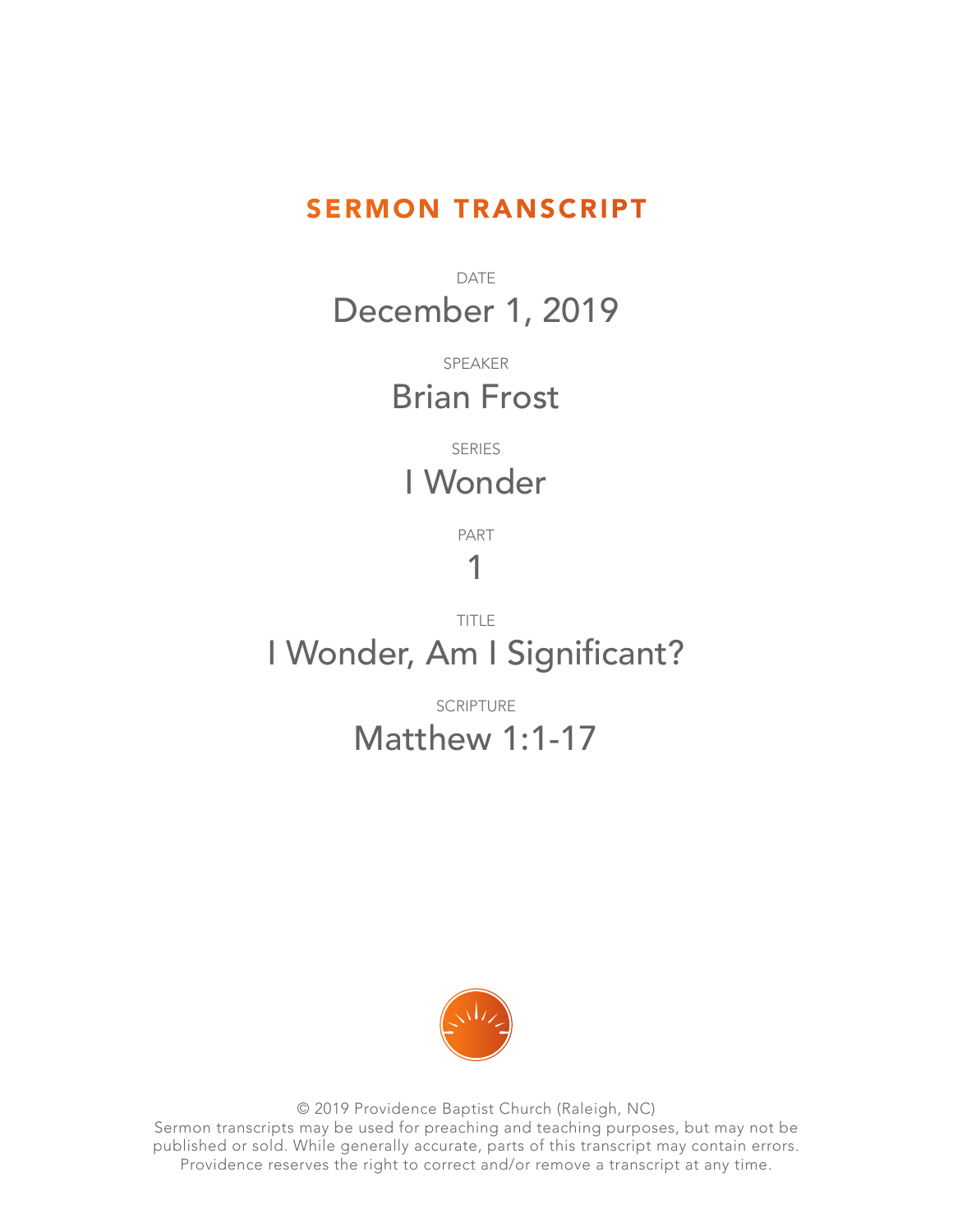# SERMON TRANSCRIPT

DATE

December 1, 2019

SPEAKER

Brian Frost

SERIES

I Wonder

PART

1

TITLE

I Wonder, Am I Significant?

SCRIPTURE

Matthew 1:1-17

© 2019 Providence Baptist Church (Raleigh, NC)
Sermon transcripts may be used for preaching and teaching purposes, but may not be published or sold. While generally accurate, parts of this transcript may contain errors. Providence reserves the right to correct and/or remove a transcript at any time.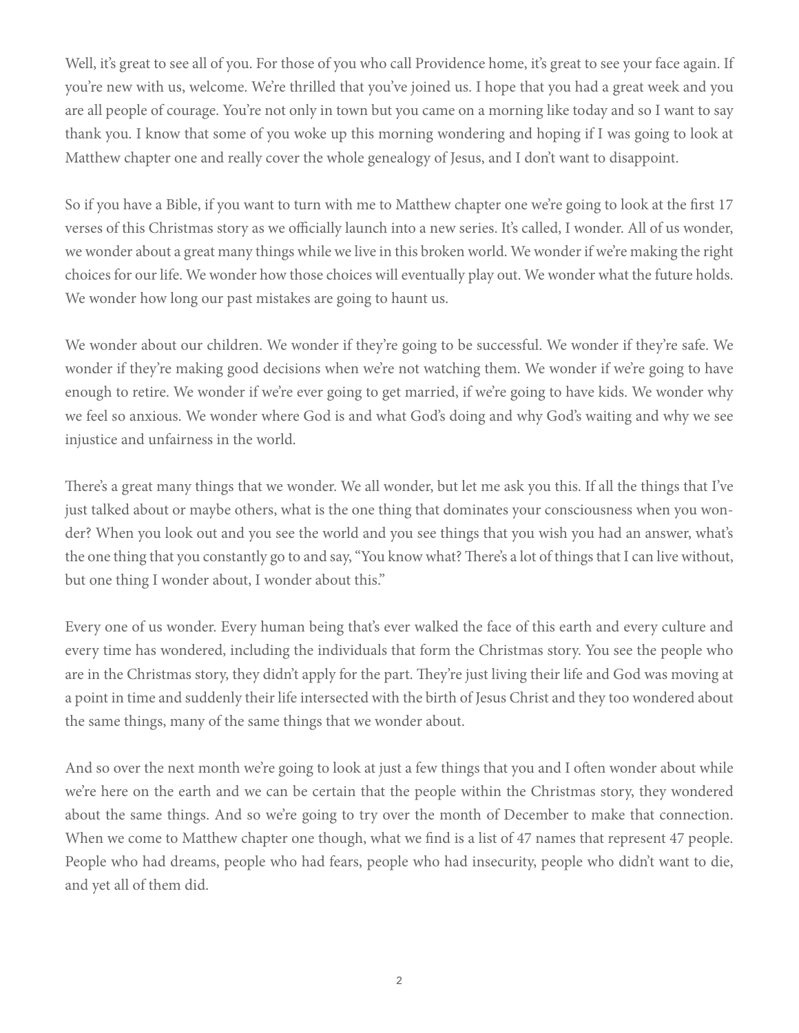Well, it's great to see all of you. For those of you who call Providence home, it's great to see your face again. If you're new with us, welcome. We're thrilled that you've joined us. I hope that you had a great week and you are all people of courage. You're not only in town but you came on a morning like today and so I want to say thank you. I know that some of you woke up this morning wondering and hoping if I was going to look at Matthew chapter one and really cover the whole genealogy of Jesus, and I don't want to disappoint.

So if you have a Bible, if you want to turn with me to Matthew chapter one we're going to look at the first 17 verses of this Christmas story as we officially launch into a new series. It's called, I wonder. All of us wonder, we wonder about a great many things while we live in this broken world. We wonder if we're making the right choices for our life. We wonder how those choices will eventually play out. We wonder what the future holds. We wonder how long our past mistakes are going to haunt us.

We wonder about our children. We wonder if they're going to be successful. We wonder if they're safe. We wonder if they're making good decisions when we're not watching them. We wonder if we're going to have enough to retire. We wonder if we're ever going to get married, if we're going to have kids. We wonder why we feel so anxious. We wonder where God is and what God's doing and why God's waiting and why we see injustice and unfairness in the world.

There's a great many things that we wonder. We all wonder, but let me ask you this. If all the things that I've just talked about or maybe others, what is the one thing that dominates your consciousness when you wonder? When you look out and you see the world and you see things that you wish you had an answer, what's the one thing that you constantly go to and say, "You know what? There's a lot of things that I can live without, but one thing I wonder about, I wonder about this."

Every one of us wonder. Every human being that's ever walked the face of this earth and every culture and every time has wondered, including the individuals that form the Christmas story. You see the people who are in the Christmas story, they didn't apply for the part. They're just living their life and God was moving at a point in time and suddenly their life intersected with the birth of Jesus Christ and they too wondered about the same things, many of the same things that we wonder about.

And so over the next month we're going to look at just a few things that you and I often wonder about while we're here on the earth and we can be certain that the people within the Christmas story, they wondered about the same things. And so we're going to try over the month of December to make that connection. When we come to Matthew chapter one though, what we find is a list of 47 names that represent 47 people. People who had dreams, people who had fears, people who had insecurity, people who didn't want to die, and yet all of them did.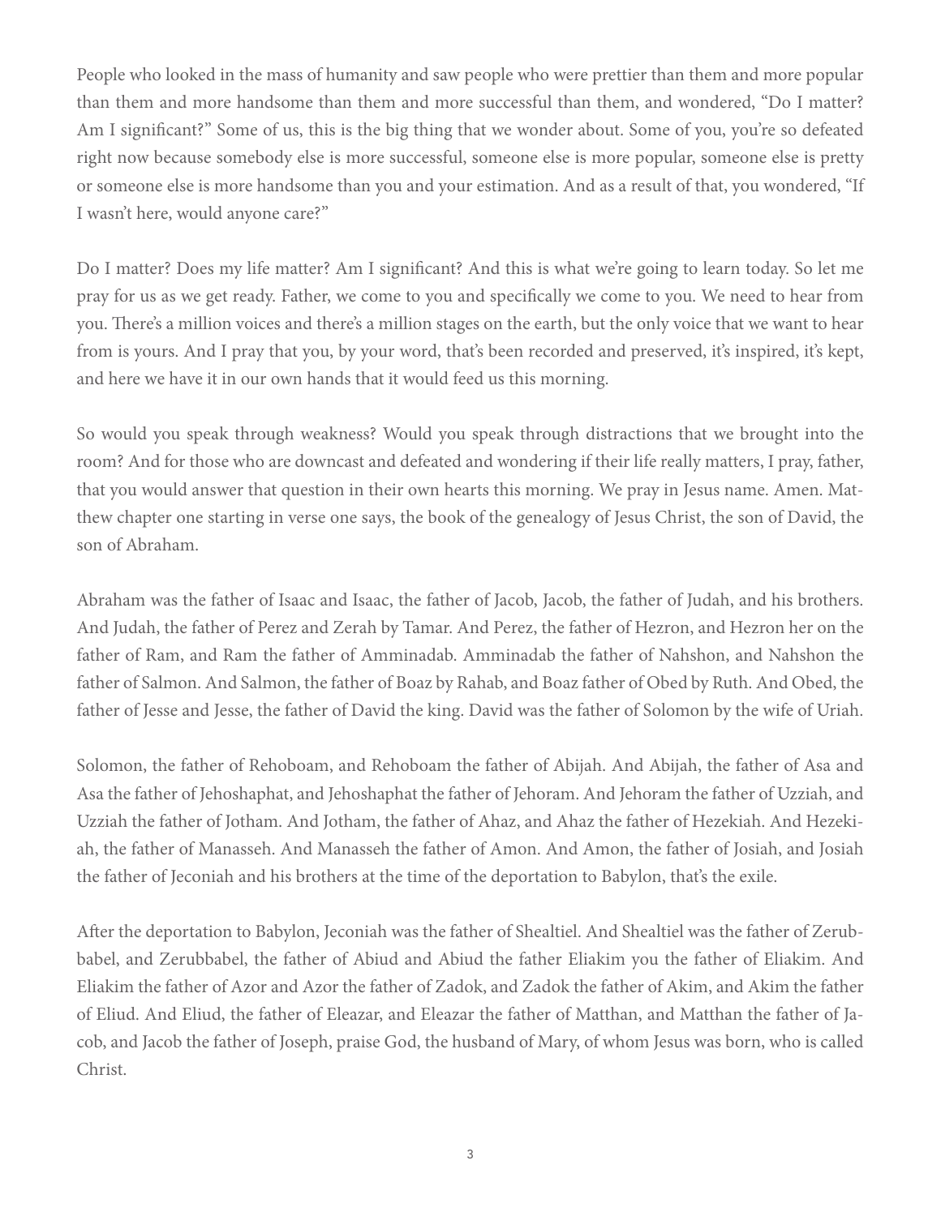People who looked in the mass of humanity and saw people who were prettier than them and more popular than them and more handsome than them and more successful than them, and wondered, "Do I matter? Am I significant?" Some of us, this is the big thing that we wonder about. Some of you, you're so defeated right now because somebody else is more successful, someone else is more popular, someone else is pretty or someone else is more handsome than you and your estimation. And as a result of that, you wondered, "If I wasn't here, would anyone care?"

Do I matter? Does my life matter? Am I significant? And this is what we're going to learn today. So let me pray for us as we get ready. Father, we come to you and specifically we come to you. We need to hear from you. There's a million voices and there's a million stages on the earth, but the only voice that we want to hear from is yours. And I pray that you, by your word, that's been recorded and preserved, it's inspired, it's kept, and here we have it in our own hands that it would feed us this morning.

So would you speak through weakness? Would you speak through distractions that we brought into the room? And for those who are downcast and defeated and wondering if their life really matters, I pray, father, that you would answer that question in their own hearts this morning. We pray in Jesus name. Amen. Matthew chapter one starting in verse one says, the book of the genealogy of Jesus Christ, the son of David, the son of Abraham.

Abraham was the father of Isaac and Isaac, the father of Jacob, Jacob, the father of Judah, and his brothers. And Judah, the father of Perez and Zerah by Tamar. And Perez, the father of Hezron, and Hezron her on the father of Ram, and Ram the father of Amminadab. Amminadab the father of Nahshon, and Nahshon the father of Salmon. And Salmon, the father of Boaz by Rahab, and Boaz father of Obed by Ruth. And Obed, the father of Jesse and Jesse, the father of David the king. David was the father of Solomon by the wife of Uriah.

Solomon, the father of Rehoboam, and Rehoboam the father of Abijah. And Abijah, the father of Asa and Asa the father of Jehoshaphat, and Jehoshaphat the father of Jehoram. And Jehoram the father of Uzziah, and Uzziah the father of Jotham. And Jotham, the father of Ahaz, and Ahaz the father of Hezekiah. And Hezekiah, the father of Manasseh. And Manasseh the father of Amon. And Amon, the father of Josiah, and Josiah the father of Jeconiah and his brothers at the time of the deportation to Babylon, that's the exile.

After the deportation to Babylon, Jeconiah was the father of Shealtiel. And Shealtiel was the father of Zerubbabel, and Zerubbabel, the father of Abiud and Abiud the father Eliakim you the father of Eliakim. And Eliakim the father of Azor and Azor the father of Zadok, and Zadok the father of Akim, and Akim the father of Eliud. And Eliud, the father of Eleazar, and Eleazar the father of Matthan, and Matthan the father of Jacob, and Jacob the father of Joseph, praise God, the husband of Mary, of whom Jesus was born, who is called Christ.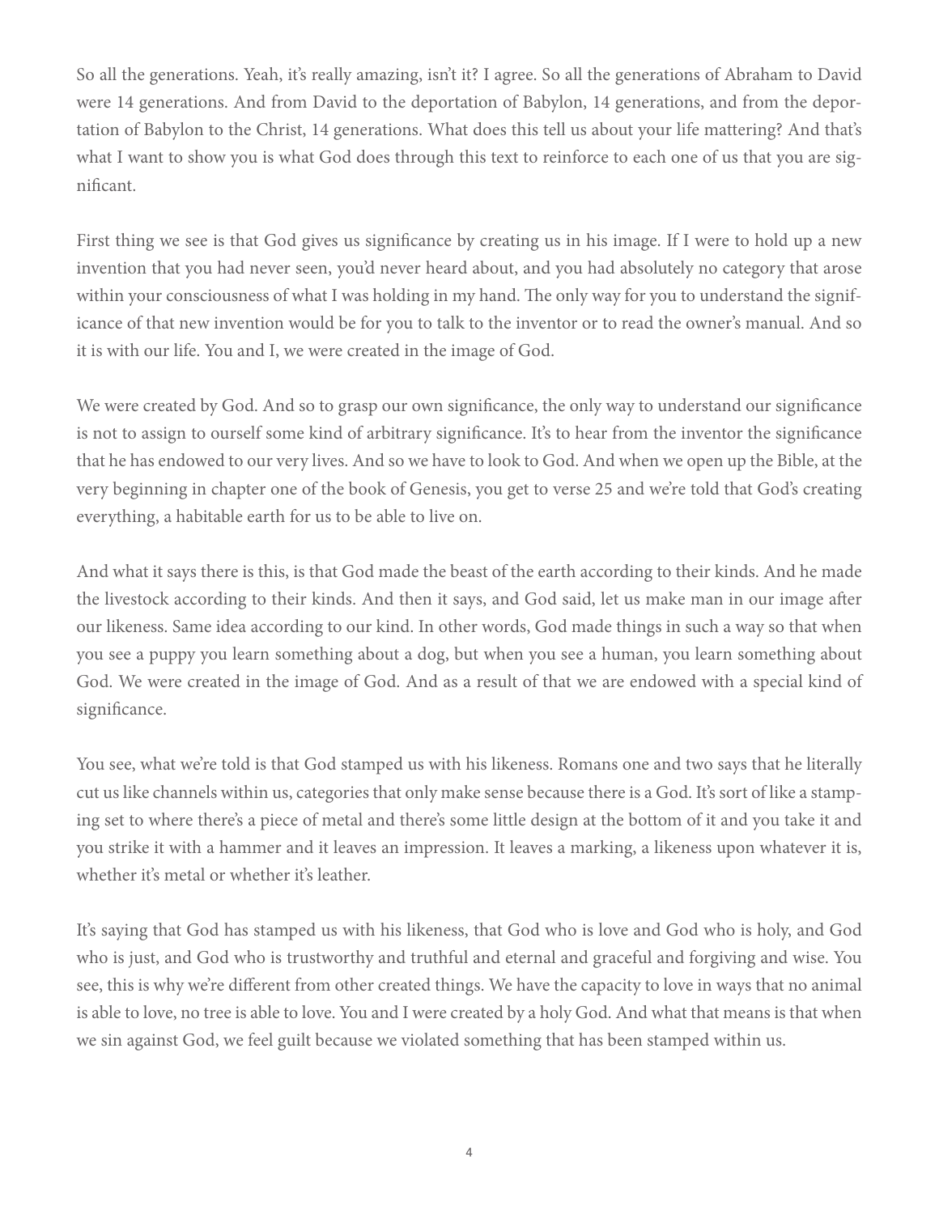So all the generations. Yeah, it's really amazing, isn't it? I agree. So all the generations of Abraham to David were 14 generations. And from David to the deportation of Babylon, 14 generations, and from the deportation of Babylon to the Christ, 14 generations. What does this tell us about your life mattering? And that's what I want to show you is what God does through this text to reinforce to each one of us that you are significant.

First thing we see is that God gives us significance by creating us in his image. If I were to hold up a new invention that you had never seen, you'd never heard about, and you had absolutely no category that arose within your consciousness of what I was holding in my hand. The only way for you to understand the significance of that new invention would be for you to talk to the inventor or to read the owner's manual. And so it is with our life. You and I, we were created in the image of God.

We were created by God. And so to grasp our own significance, the only way to understand our significance is not to assign to ourself some kind of arbitrary significance. It's to hear from the inventor the significance that he has endowed to our very lives. And so we have to look to God. And when we open up the Bible, at the very beginning in chapter one of the book of Genesis, you get to verse 25 and we're told that God's creating everything, a habitable earth for us to be able to live on.

And what it says there is this, is that God made the beast of the earth according to their kinds. And he made the livestock according to their kinds. And then it says, and God said, let us make man in our image after our likeness. Same idea according to our kind. In other words, God made things in such a way so that when you see a puppy you learn something about a dog, but when you see a human, you learn something about God. We were created in the image of God. And as a result of that we are endowed with a special kind of significance.

You see, what we're told is that God stamped us with his likeness. Romans one and two says that he literally cut us like channels within us, categories that only make sense because there is a God. It's sort of like a stamping set to where there's a piece of metal and there's some little design at the bottom of it and you take it and you strike it with a hammer and it leaves an impression. It leaves a marking, a likeness upon whatever it is, whether it's metal or whether it's leather.

It's saying that God has stamped us with his likeness, that God who is love and God who is holy, and God who is just, and God who is trustworthy and truthful and eternal and graceful and forgiving and wise. You see, this is why we're different from other created things. We have the capacity to love in ways that no animal is able to love, no tree is able to love. You and I were created by a holy God. And what that means is that when we sin against God, we feel guilt because we violated something that has been stamped within us.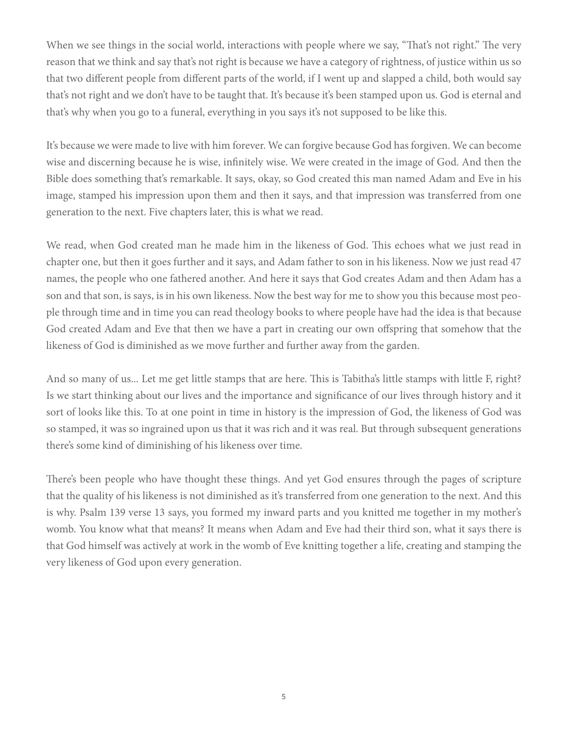When we see things in the social world, interactions with people where we say, "That's not right." The very reason that we think and say that's not right is because we have a category of rightness, of justice within us so that two different people from different parts of the world, if I went up and slapped a child, both would say that's not right and we don't have to be taught that. It's because it's been stamped upon us. God is eternal and that's why when you go to a funeral, everything in you says it's not supposed to be like this.

It's because we were made to live with him forever. We can forgive because God has forgiven. We can become wise and discerning because he is wise, infinitely wise. We were created in the image of God. And then the Bible does something that's remarkable. It says, okay, so God created this man named Adam and Eve in his image, stamped his impression upon them and then it says, and that impression was transferred from one generation to the next. Five chapters later, this is what we read.

We read, when God created man he made him in the likeness of God. This echoes what we just read in chapter one, but then it goes further and it says, and Adam father to son in his likeness. Now we just read 47 names, the people who one fathered another. And here it says that God creates Adam and then Adam has a son and that son, is says, is in his own likeness. Now the best way for me to show you this because most people through time and in time you can read theology books to where people have had the idea is that because God created Adam and Eve that then we have a part in creating our own offspring that somehow that the likeness of God is diminished as we move further and further away from the garden.

And so many of us... Let me get little stamps that are here. This is Tabitha's little stamps with little F, right? Is we start thinking about our lives and the importance and significance of our lives through history and it sort of looks like this. To at one point in time in history is the impression of God, the likeness of God was so stamped, it was so ingrained upon us that it was rich and it was real. But through subsequent generations there's some kind of diminishing of his likeness over time.

There's been people who have thought these things. And yet God ensures through the pages of scripture that the quality of his likeness is not diminished as it's transferred from one generation to the next. And this is why. Psalm 139 verse 13 says, you formed my inward parts and you knitted me together in my mother's womb. You know what that means? It means when Adam and Eve had their third son, what it says there is that God himself was actively at work in the womb of Eve knitting together a life, creating and stamping the very likeness of God upon every generation.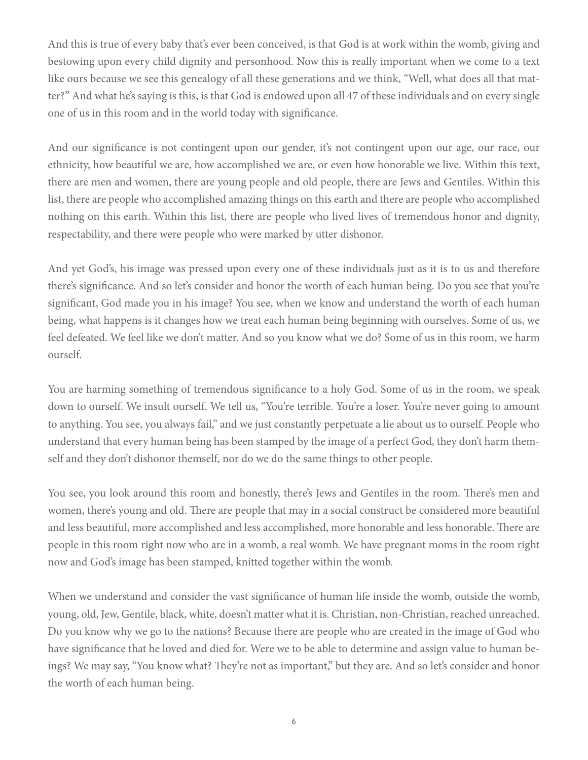And this is true of every baby that's ever been conceived, is that God is at work within the womb, giving and bestowing upon every child dignity and personhood. Now this is really important when we come to a text like ours because we see this genealogy of all these generations and we think, "Well, what does all that matter?" And what he's saying is this, is that God is endowed upon all 47 of these individuals and on every single one of us in this room and in the world today with significance.

And our significance is not contingent upon our gender, it's not contingent upon our age, our race, our ethnicity, how beautiful we are, how accomplished we are, or even how honorable we live. Within this text, there are men and women, there are young people and old people, there are Jews and Gentiles. Within this list, there are people who accomplished amazing things on this earth and there are people who accomplished nothing on this earth. Within this list, there are people who lived lives of tremendous honor and dignity, respectability, and there were people who were marked by utter dishonor.

And yet God's, his image was pressed upon every one of these individuals just as it is to us and therefore there's significance. And so let's consider and honor the worth of each human being. Do you see that you're significant, God made you in his image? You see, when we know and understand the worth of each human being, what happens is it changes how we treat each human being beginning with ourselves. Some of us, we feel defeated. We feel like we don't matter. And so you know what we do? Some of us in this room, we harm ourself.

You are harming something of tremendous significance to a holy God. Some of us in the room, we speak down to ourself. We insult ourself. We tell us, "You're terrible. You're a loser. You're never going to amount to anything. You see, you always fail," and we just constantly perpetuate a lie about us to ourself. People who understand that every human being has been stamped by the image of a perfect God, they don't harm themself and they don't dishonor themself, nor do we do the same things to other people.

You see, you look around this room and honestly, there's Jews and Gentiles in the room. There's men and women, there's young and old. There are people that may in a social construct be considered more beautiful and less beautiful, more accomplished and less accomplished, more honorable and less honorable. There are people in this room right now who are in a womb, a real womb. We have pregnant moms in the room right now and God's image has been stamped, knitted together within the womb.

When we understand and consider the vast significance of human life inside the womb, outside the womb, young, old, Jew, Gentile, black, white, doesn't matter what it is. Christian, non-Christian, reached unreached. Do you know why we go to the nations? Because there are people who are created in the image of God who have significance that he loved and died for. Were we to be able to determine and assign value to human beings? We may say, "You know what? They're not as important," but they are. And so let's consider and honor the worth of each human being.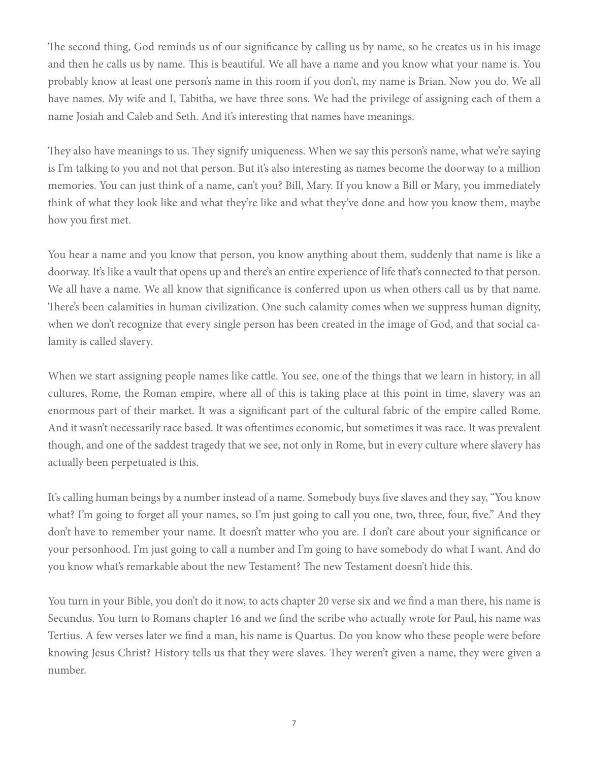The second thing, God reminds us of our significance by calling us by name, so he creates us in his image and then he calls us by name. This is beautiful. We all have a name and you know what your name is. You probably know at least one person's name in this room if you don't, my name is Brian. Now you do. We all have names. My wife and I, Tabitha, we have three sons. We had the privilege of assigning each of them a name Josiah and Caleb and Seth. And it's interesting that names have meanings.

They also have meanings to us. They signify uniqueness. When we say this person's name, what we're saying is I'm talking to you and not that person. But it's also interesting as names become the doorway to a million memories. You can just think of a name, can't you? Bill, Mary. If you know a Bill or Mary, you immediately think of what they look like and what they're like and what they've done and how you know them, maybe how you first met.

You hear a name and you know that person, you know anything about them, suddenly that name is like a doorway. It's like a vault that opens up and there's an entire experience of life that's connected to that person. We all have a name. We all know that significance is conferred upon us when others call us by that name. There's been calamities in human civilization. One such calamity comes when we suppress human dignity, when we don't recognize that every single person has been created in the image of God, and that social calamity is called slavery.

When we start assigning people names like cattle. You see, one of the things that we learn in history, in all cultures, Rome, the Roman empire, where all of this is taking place at this point in time, slavery was an enormous part of their market. It was a significant part of the cultural fabric of the empire called Rome. And it wasn't necessarily race based. It was oftentimes economic, but sometimes it was race. It was prevalent though, and one of the saddest tragedy that we see, not only in Rome, but in every culture where slavery has actually been perpetuated is this.

It's calling human beings by a number instead of a name. Somebody buys five slaves and they say, "You know what? I'm going to forget all your names, so I'm just going to call you one, two, three, four, five." And they don't have to remember your name. It doesn't matter who you are. I don't care about your significance or your personhood. I'm just going to call a number and I'm going to have somebody do what I want. And do you know what's remarkable about the new Testament? The new Testament doesn't hide this.

You turn in your Bible, you don't do it now, to acts chapter 20 verse six and we find a man there, his name is Secundus. You turn to Romans chapter 16 and we find the scribe who actually wrote for Paul, his name was Tertius. A few verses later we find a man, his name is Quartus. Do you know who these people were before knowing Jesus Christ? History tells us that they were slaves. They weren't given a name, they were given a number.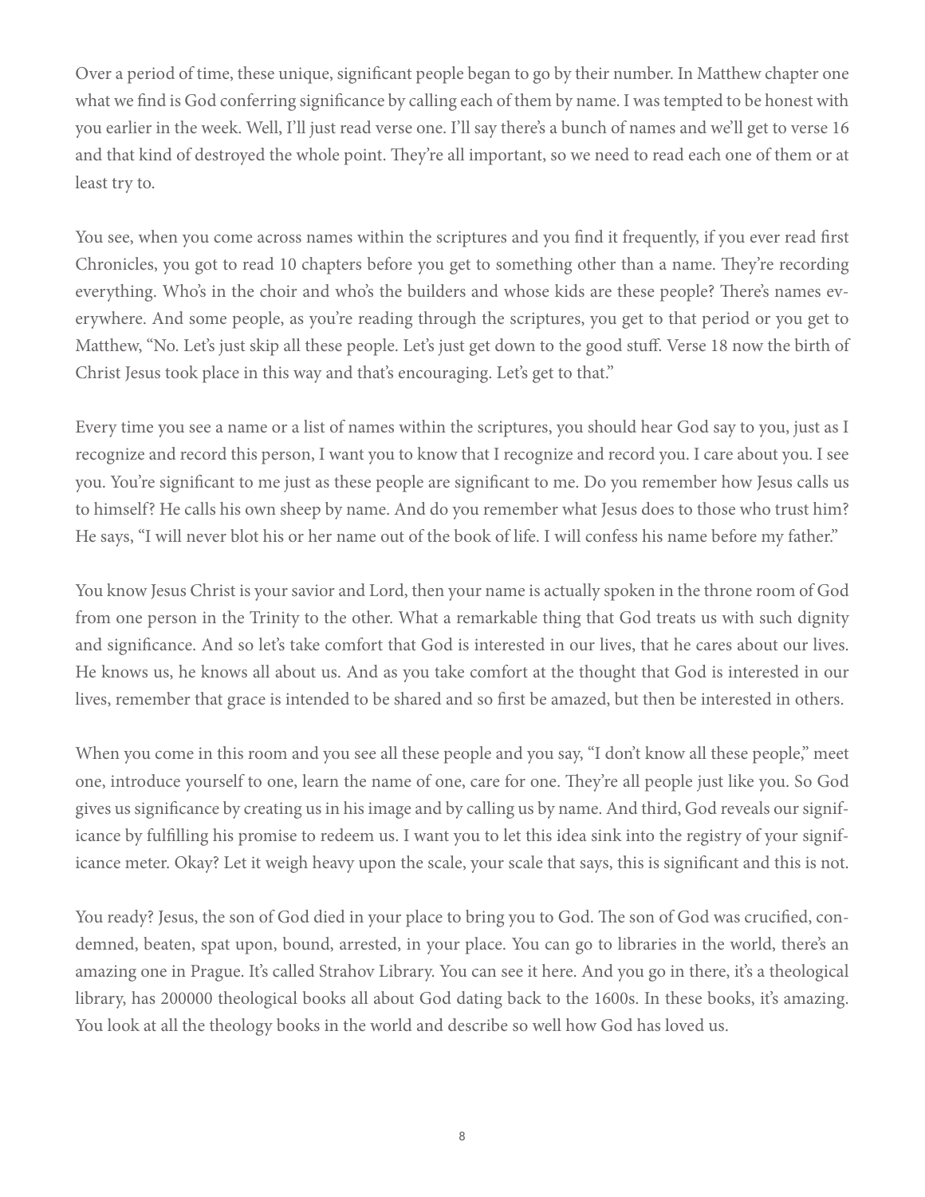Over a period of time, these unique, significant people began to go by their number. In Matthew chapter one what we find is God conferring significance by calling each of them by name. I was tempted to be honest with you earlier in the week. Well, I'll just read verse one. I'll say there's a bunch of names and we'll get to verse 16 and that kind of destroyed the whole point. They're all important, so we need to read each one of them or at least try to.

You see, when you come across names within the scriptures and you find it frequently, if you ever read first Chronicles, you got to read 10 chapters before you get to something other than a name. They're recording everything. Who's in the choir and who's the builders and whose kids are these people? There's names everywhere. And some people, as you're reading through the scriptures, you get to that period or you get to Matthew, "No. Let's just skip all these people. Let's just get down to the good stuff. Verse 18 now the birth of Christ Jesus took place in this way and that's encouraging. Let's get to that."

Every time you see a name or a list of names within the scriptures, you should hear God say to you, just as I recognize and record this person, I want you to know that I recognize and record you. I care about you. I see you. You're significant to me just as these people are significant to me. Do you remember how Jesus calls us to himself? He calls his own sheep by name. And do you remember what Jesus does to those who trust him? He says, "I will never blot his or her name out of the book of life. I will confess his name before my father."

You know Jesus Christ is your savior and Lord, then your name is actually spoken in the throne room of God from one person in the Trinity to the other. What a remarkable thing that God treats us with such dignity and significance. And so let's take comfort that God is interested in our lives, that he cares about our lives. He knows us, he knows all about us. And as you take comfort at the thought that God is interested in our lives, remember that grace is intended to be shared and so first be amazed, but then be interested in others.

When you come in this room and you see all these people and you say, "I don't know all these people," meet one, introduce yourself to one, learn the name of one, care for one. They're all people just like you. So God gives us significance by creating us in his image and by calling us by name. And third, God reveals our significance by fulfilling his promise to redeem us. I want you to let this idea sink into the registry of your significance meter. Okay? Let it weigh heavy upon the scale, your scale that says, this is significant and this is not.

You ready? Jesus, the son of God died in your place to bring you to God. The son of God was crucified, condemned, beaten, spat upon, bound, arrested, in your place. You can go to libraries in the world, there's an amazing one in Prague. It's called Strahov Library. You can see it here. And you go in there, it's a theological library, has 200000 theological books all about God dating back to the 1600s. In these books, it's amazing. You look at all the theology books in the world and describe so well how God has loved us.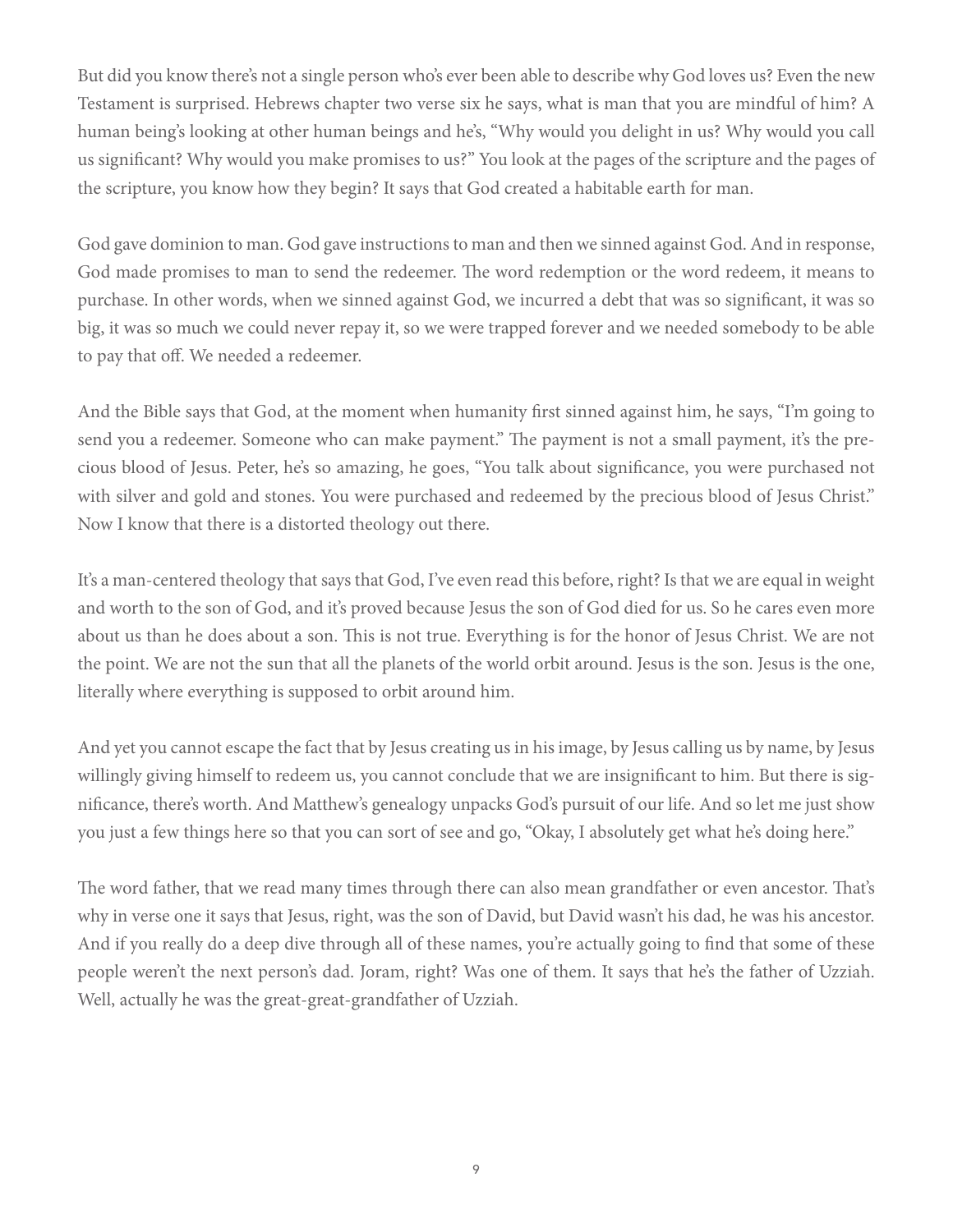But did you know there's not a single person who's ever been able to describe why God loves us? Even the new Testament is surprised. Hebrews chapter two verse six he says, what is man that you are mindful of him? A human being's looking at other human beings and he's, "Why would you delight in us? Why would you call us significant? Why would you make promises to us?" You look at the pages of the scripture and the pages of the scripture, you know how they begin? It says that God created a habitable earth for man.

God gave dominion to man. God gave instructions to man and then we sinned against God. And in response, God made promises to man to send the redeemer. The word redemption or the word redeem, it means to purchase. In other words, when we sinned against God, we incurred a debt that was so significant, it was so big, it was so much we could never repay it, so we were trapped forever and we needed somebody to be able to pay that off. We needed a redeemer.

And the Bible says that God, at the moment when humanity first sinned against him, he says, "I'm going to send you a redeemer. Someone who can make payment." The payment is not a small payment, it's the precious blood of Jesus. Peter, he's so amazing, he goes, "You talk about significance, you were purchased not with silver and gold and stones. You were purchased and redeemed by the precious blood of Jesus Christ." Now I know that there is a distorted theology out there.

It's a man-centered theology that says that God, I've even read this before, right? Is that we are equal in weight and worth to the son of God, and it's proved because Jesus the son of God died for us. So he cares even more about us than he does about a son. This is not true. Everything is for the honor of Jesus Christ. We are not the point. We are not the sun that all the planets of the world orbit around. Jesus is the son. Jesus is the one, literally where everything is supposed to orbit around him.

And yet you cannot escape the fact that by Jesus creating us in his image, by Jesus calling us by name, by Jesus willingly giving himself to redeem us, you cannot conclude that we are insignificant to him. But there is significance, there's worth. And Matthew's genealogy unpacks God's pursuit of our life. And so let me just show you just a few things here so that you can sort of see and go, "Okay, I absolutely get what he's doing here."

The word father, that we read many times through there can also mean grandfather or even ancestor. That's why in verse one it says that Jesus, right, was the son of David, but David wasn't his dad, he was his ancestor. And if you really do a deep dive through all of these names, you're actually going to find that some of these people weren't the next person's dad. Joram, right? Was one of them. It says that he's the father of Uzziah. Well, actually he was the great-great-grandfather of Uzziah.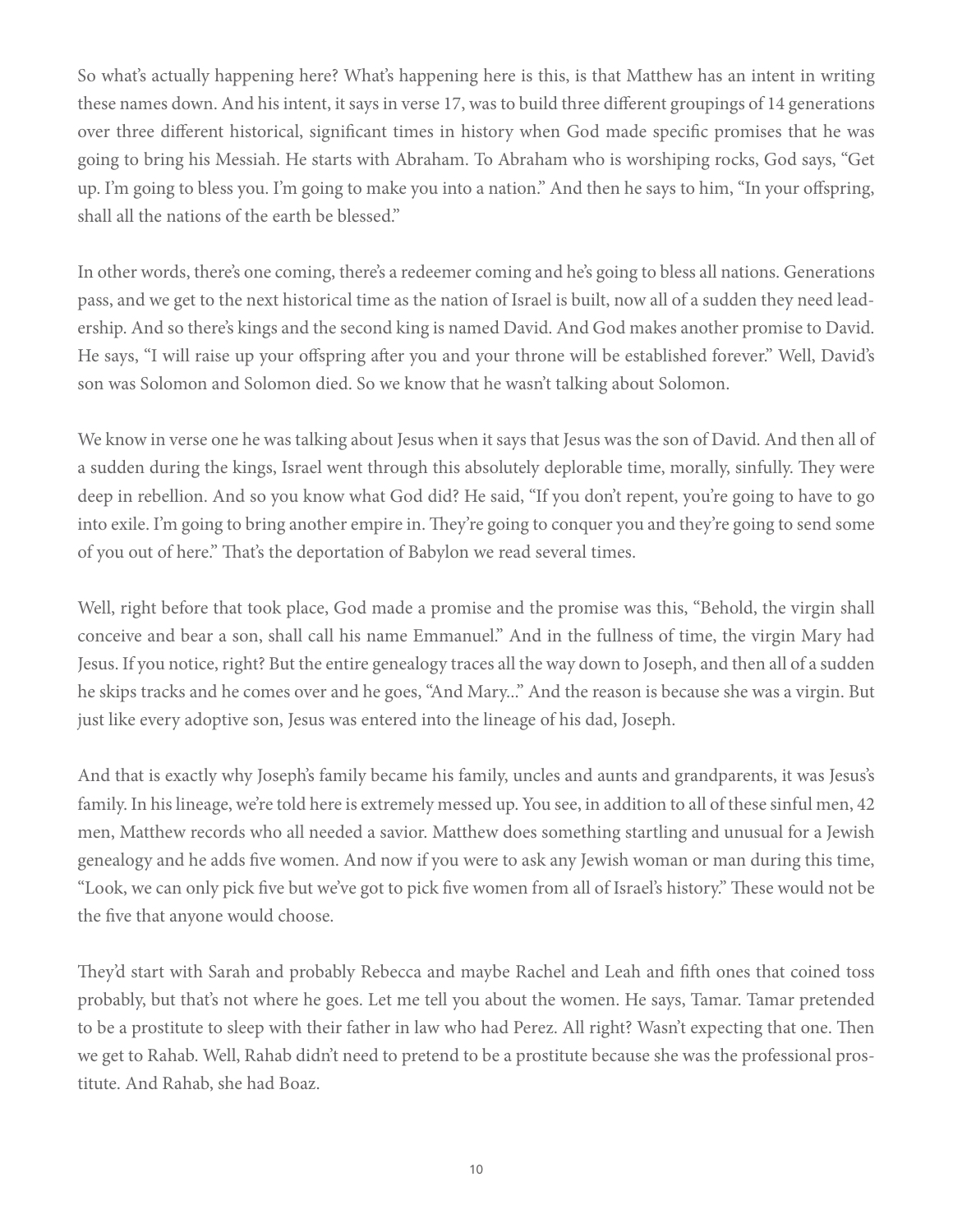So what's actually happening here? What's happening here is this, is that Matthew has an intent in writing these names down. And his intent, it says in verse 17, was to build three different groupings of 14 generations over three different historical, significant times in history when God made specific promises that he was going to bring his Messiah. He starts with Abraham. To Abraham who is worshiping rocks, God says, "Get up. I'm going to bless you. I'm going to make you into a nation." And then he says to him, "In your offspring, shall all the nations of the earth be blessed."

In other words, there's one coming, there's a redeemer coming and he's going to bless all nations. Generations pass, and we get to the next historical time as the nation of Israel is built, now all of a sudden they need leadership. And so there's kings and the second king is named David. And God makes another promise to David. He says, "I will raise up your offspring after you and your throne will be established forever." Well, David's son was Solomon and Solomon died. So we know that he wasn't talking about Solomon.

We know in verse one he was talking about Jesus when it says that Jesus was the son of David. And then all of a sudden during the kings, Israel went through this absolutely deplorable time, morally, sinfully. They were deep in rebellion. And so you know what God did? He said, "If you don't repent, you're going to have to go into exile. I'm going to bring another empire in. They're going to conquer you and they're going to send some of you out of here." That's the deportation of Babylon we read several times.

Well, right before that took place, God made a promise and the promise was this, "Behold, the virgin shall conceive and bear a son, shall call his name Emmanuel." And in the fullness of time, the virgin Mary had Jesus. If you notice, right? But the entire genealogy traces all the way down to Joseph, and then all of a sudden he skips tracks and he comes over and he goes, "And Mary..." And the reason is because she was a virgin. But just like every adoptive son, Jesus was entered into the lineage of his dad, Joseph.

And that is exactly why Joseph's family became his family, uncles and aunts and grandparents, it was Jesus's family. In his lineage, we're told here is extremely messed up. You see, in addition to all of these sinful men, 42 men, Matthew records who all needed a savior. Matthew does something startling and unusual for a Jewish genealogy and he adds five women. And now if you were to ask any Jewish woman or man during this time, "Look, we can only pick five but we've got to pick five women from all of Israel's history." These would not be the five that anyone would choose.

They'd start with Sarah and probably Rebecca and maybe Rachel and Leah and fifth ones that coined toss probably, but that's not where he goes. Let me tell you about the women. He says, Tamar. Tamar pretended to be a prostitute to sleep with their father in law who had Perez. All right? Wasn't expecting that one. Then we get to Rahab. Well, Rahab didn't need to pretend to be a prostitute because she was the professional prostitute. And Rahab, she had Boaz.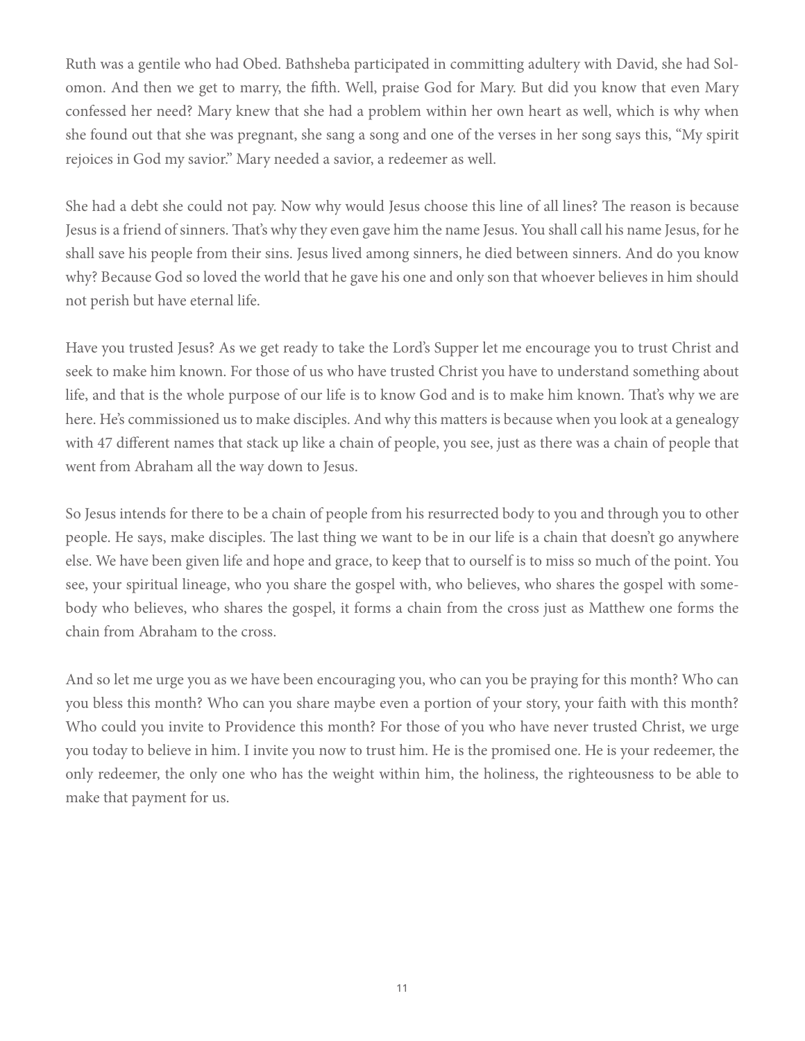Ruth was a gentile who had Obed. Bathsheba participated in committing adultery with David, she had Solomon. And then we get to marry, the fifth. Well, praise God for Mary. But did you know that even Mary confessed her need? Mary knew that she had a problem within her own heart as well, which is why when she found out that she was pregnant, she sang a song and one of the verses in her song says this, "My spirit rejoices in God my savior." Mary needed a savior, a redeemer as well.

She had a debt she could not pay. Now why would Jesus choose this line of all lines? The reason is because Jesus is a friend of sinners. That's why they even gave him the name Jesus. You shall call his name Jesus, for he shall save his people from their sins. Jesus lived among sinners, he died between sinners. And do you know why? Because God so loved the world that he gave his one and only son that whoever believes in him should not perish but have eternal life.

Have you trusted Jesus? As we get ready to take the Lord's Supper let me encourage you to trust Christ and seek to make him known. For those of us who have trusted Christ you have to understand something about life, and that is the whole purpose of our life is to know God and is to make him known. That's why we are here. He's commissioned us to make disciples. And why this matters is because when you look at a genealogy with 47 different names that stack up like a chain of people, you see, just as there was a chain of people that went from Abraham all the way down to Jesus.

So Jesus intends for there to be a chain of people from his resurrected body to you and through you to other people. He says, make disciples. The last thing we want to be in our life is a chain that doesn't go anywhere else. We have been given life and hope and grace, to keep that to ourself is to miss so much of the point. You see, your spiritual lineage, who you share the gospel with, who believes, who shares the gospel with somebody who believes, who shares the gospel, it forms a chain from the cross just as Matthew one forms the chain from Abraham to the cross.

And so let me urge you as we have been encouraging you, who can you be praying for this month? Who can you bless this month? Who can you share maybe even a portion of your story, your faith with this month? Who could you invite to Providence this month? For those of you who have never trusted Christ, we urge you today to believe in him. I invite you now to trust him. He is the promised one. He is your redeemer, the only redeemer, the only one who has the weight within him, the holiness, the righteousness to be able to make that payment for us.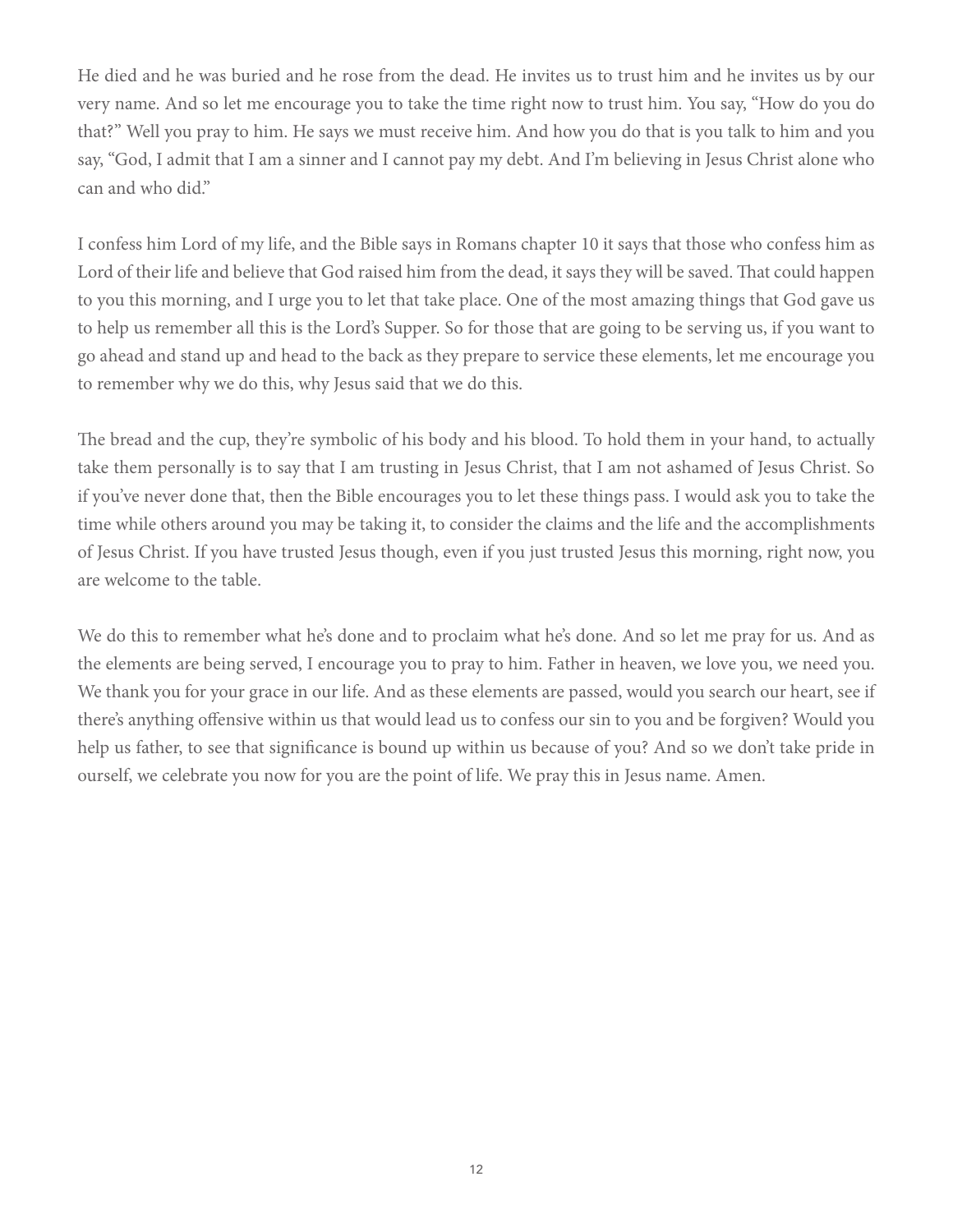He died and he was buried and he rose from the dead. He invites us to trust him and he invites us by our very name. And so let me encourage you to take the time right now to trust him. You say, "How do you do that?" Well you pray to him. He says we must receive him. And how you do that is you talk to him and you say, "God, I admit that I am a sinner and I cannot pay my debt. And I'm believing in Jesus Christ alone who can and who did."

I confess him Lord of my life, and the Bible says in Romans chapter 10 it says that those who confess him as Lord of their life and believe that God raised him from the dead, it says they will be saved. That could happen to you this morning, and I urge you to let that take place. One of the most amazing things that God gave us to help us remember all this is the Lord's Supper. So for those that are going to be serving us, if you want to go ahead and stand up and head to the back as they prepare to service these elements, let me encourage you to remember why we do this, why Jesus said that we do this.

The bread and the cup, they're symbolic of his body and his blood. To hold them in your hand, to actually take them personally is to say that I am trusting in Jesus Christ, that I am not ashamed of Jesus Christ. So if you've never done that, then the Bible encourages you to let these things pass. I would ask you to take the time while others around you may be taking it, to consider the claims and the life and the accomplishments of Jesus Christ. If you have trusted Jesus though, even if you just trusted Jesus this morning, right now, you are welcome to the table.

We do this to remember what he's done and to proclaim what he's done. And so let me pray for us. And as the elements are being served, I encourage you to pray to him. Father in heaven, we love you, we need you. We thank you for your grace in our life. And as these elements are passed, would you search our heart, see if there's anything offensive within us that would lead us to confess our sin to you and be forgiven? Would you help us father, to see that significance is bound up within us because of you? And so we don't take pride in ourself, we celebrate you now for you are the point of life. We pray this in Jesus name. Amen.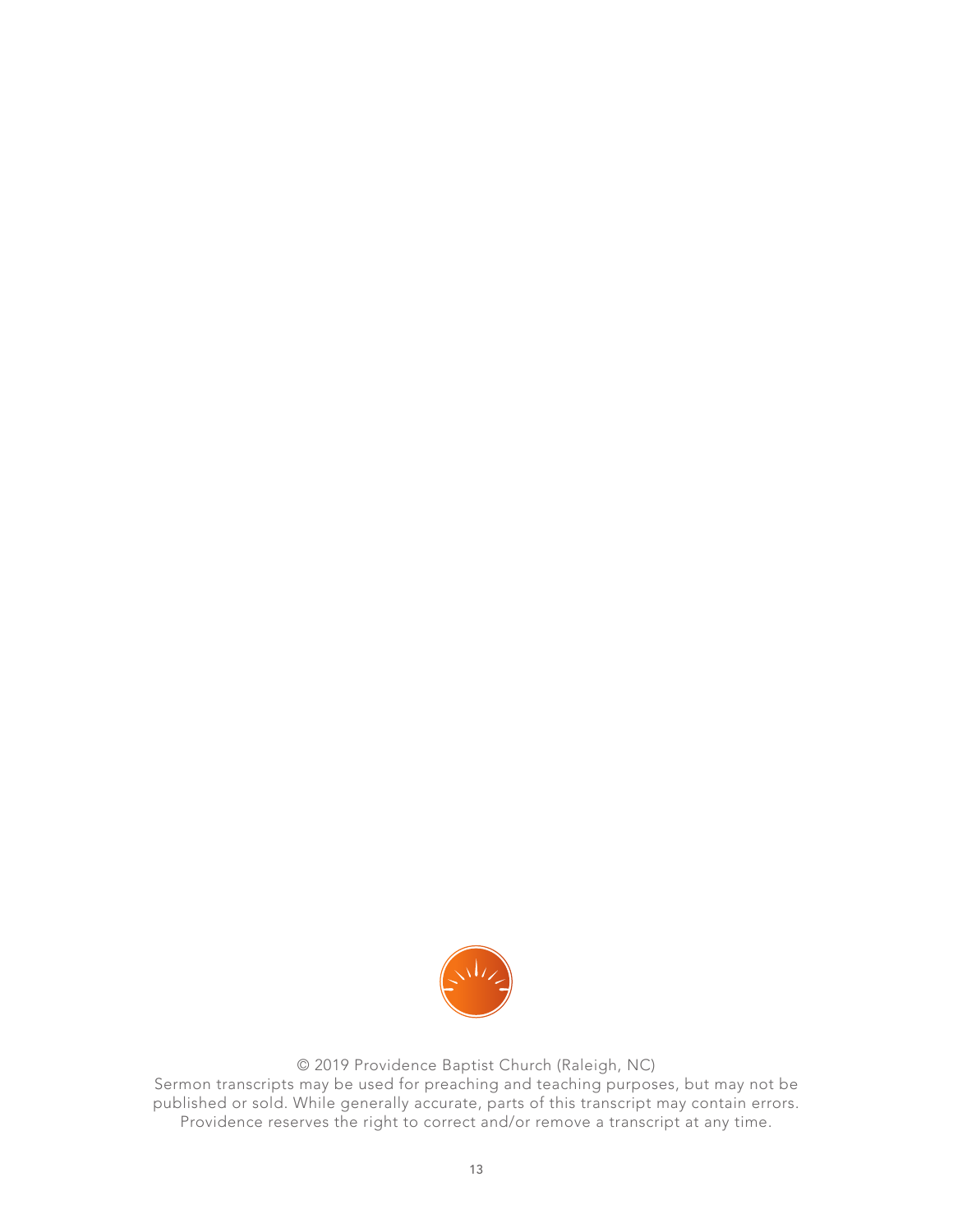© 2019 Providence Baptist Church (Raleigh, NC)
Sermon transcripts may be used for preaching and teaching purposes, but may not be published or sold. While generally accurate, parts of this transcript may contain errors. Providence reserves the right to correct and/or remove a transcript at any time.